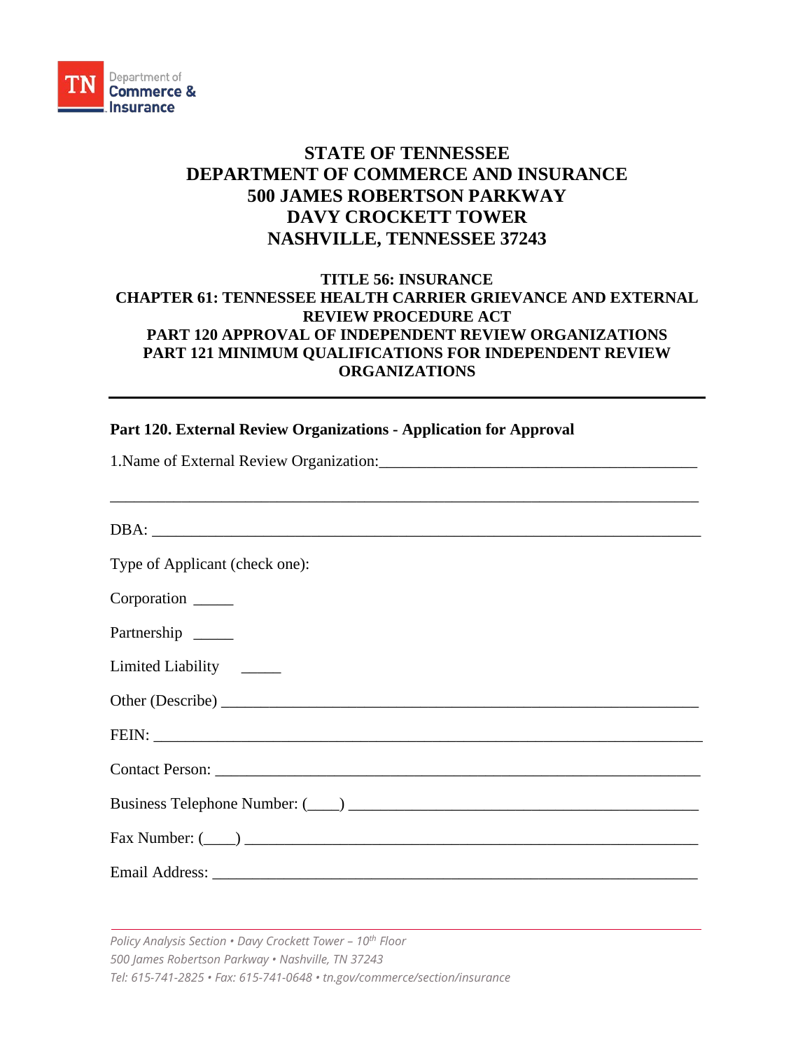# STATE OF TENNESSEE
# DEPARTMENT OF COMMERCE AND INSURANCE
# 500 JAMES ROBERTSON PARKWAY
# DAVY CROCKETT TOWER
# NASHVILLE, TENNESSEE 37243

## TITLE 56: INSURANCE
## CHAPTER 61: TENNESSEE HEALTH CARRIER GRIEVANCE AND EXTERNAL REVIEW PROCEDURE ACT
## PART 120 APPROVAL OF INDEPENDENT REVIEW ORGANIZATIONS
## PART 121 MINIMUM QUALIFICATIONS FOR INDEPENDENT REVIEW ORGANIZATIONS

---

**Part 120. External Review Organizations - Application for Approval**

1.Name of External Review Organization:________________________________________

___________________________________________________________________________

DBA: ______________________________________________________________________

Type of Applicant (check one):

Corporation _____

Partnership _____

Limited Liability _____

Other (Describe) ____________________________________________________________

FEIN: _____________________________________________________________________

Contact Person: ______________________________________________________________

Business Telephone Number: (____) ____________________________________________

Fax Number: (____) _________________________________________________________

Email Address: ______________________________________________________________

*Policy Analysis Section • Davy Crockett Tower – 10th Floor*
*500 James Robertson Parkway • Nashville, TN 37243*
*Tel: 615-741-2825 • Fax: 615-741-0648 • tn.gov/commerce/section/insurance*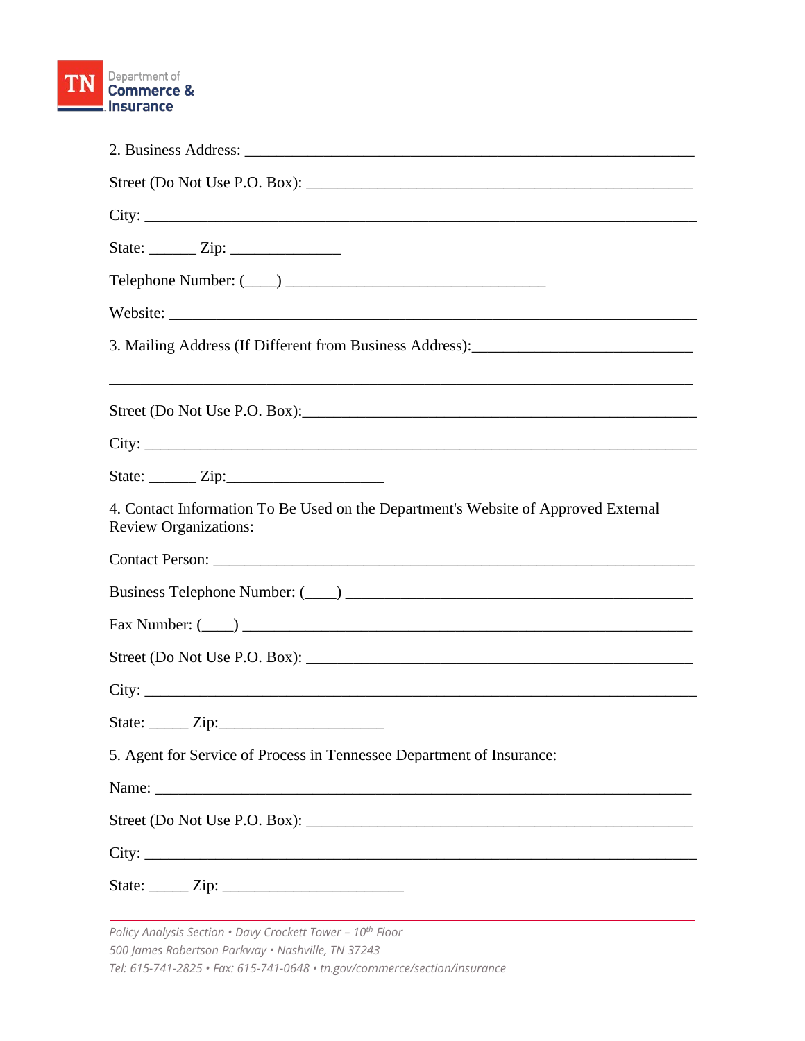2. Business Address: ___________________________________________________________

Street (Do Not Use P.O. Box): __________________________________________________

City: ________________________________________________________________________

State: ______ Zip: ______________

Telephone Number: (____) ________________________________

Website: _____________________________________________________________________

3. Mailing Address (If Different from Business Address):____________________________

______________________________________________________________________________

Street (Do Not Use P.O. Box):____________________________________________________

City: ________________________________________________________________________

State: ______ Zip:____________________

4. Contact Information To Be Used on the Department's Website of Approved External Review Organizations:

Contact Person: ________________________________________________________________

Business Telephone Number: (____) ____________________________________________

Fax Number: (____) ______________________________________________________________

Street (Do Not Use P.O. Box): __________________________________________________

City: ________________________________________________________________________

State: _____ Zip:_____________________

5. Agent for Service of Process in Tennessee Department of Insurance:

Name: _______________________________________________________________________

Street (Do Not Use P.O. Box): __________________________________________________

City: ________________________________________________________________________

State: _____ Zip: _______________________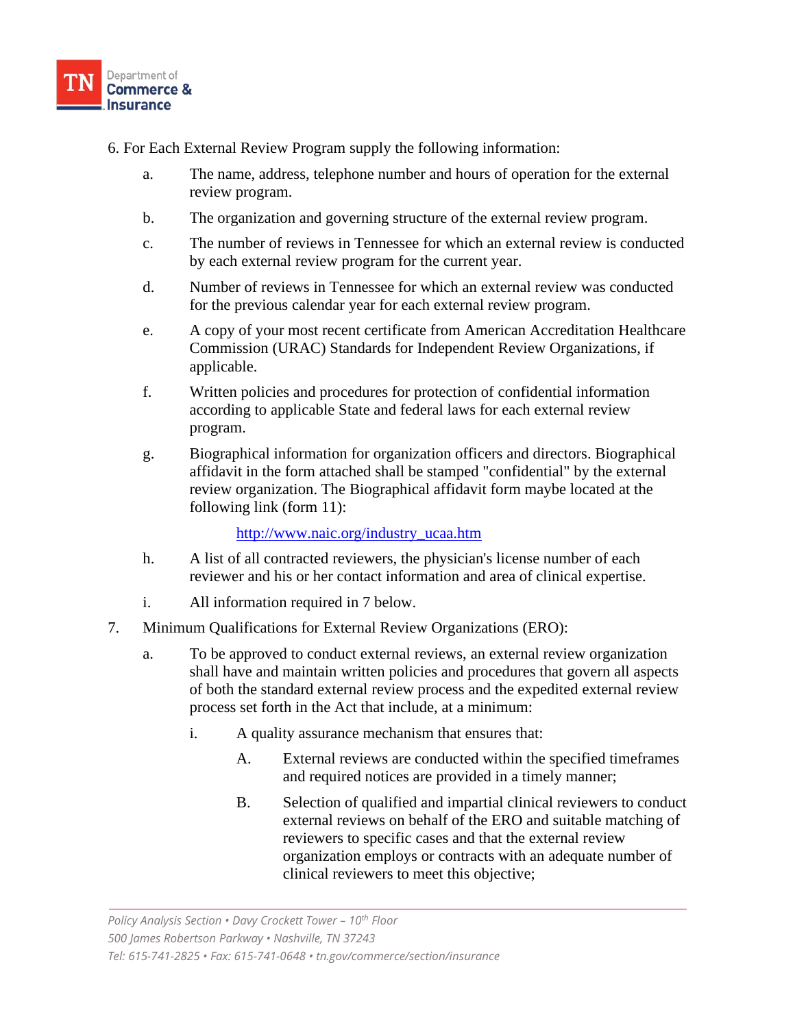6. For Each External Review Program supply the following information:

   a. The name, address, telephone number and hours of operation for the external review program.

   b. The organization and governing structure of the external review program.

   c. The number of reviews in Tennessee for which an external review is conducted by each external review program for the current year.

   d. Number of reviews in Tennessee for which an external review was conducted for the previous calendar year for each external review program.

   e. A copy of your most recent certificate from American Accreditation Healthcare Commission (URAC) Standards for Independent Review Organizations, if applicable.

   f. Written policies and procedures for protection of confidential information according to applicable State and federal laws for each external review program.

   g. Biographical information for organization officers and directors. Biographical affidavit in the form attached shall be stamped "confidential" by the external review organization. The Biographical affidavit form maybe located at the following link (form 11):

      [http://www.naic.org/industry_ucaa.htm](http://www.naic.org/industry_ucaa.htm)

   h. A list of all contracted reviewers, the physician's license number of each reviewer and his or her contact information and area of clinical expertise.

   i. All information required in 7 below.

7. Minimum Qualifications for External Review Organizations (ERO):

   a. To be approved to conduct external reviews, an external review organization shall have and maintain written policies and procedures that govern all aspects of both the standard external review process and the expedited external review process set forth in the Act that include, at a minimum:

      i. A quality assurance mechanism that ensures that:

         A. External reviews are conducted within the specified timeframes and required notices are provided in a timely manner;

         B. Selection of qualified and impartial clinical reviewers to conduct external reviews on behalf of the ERO and suitable matching of reviewers to specific cases and that the external review organization employs or contracts with an adequate number of clinical reviewers to meet this objective;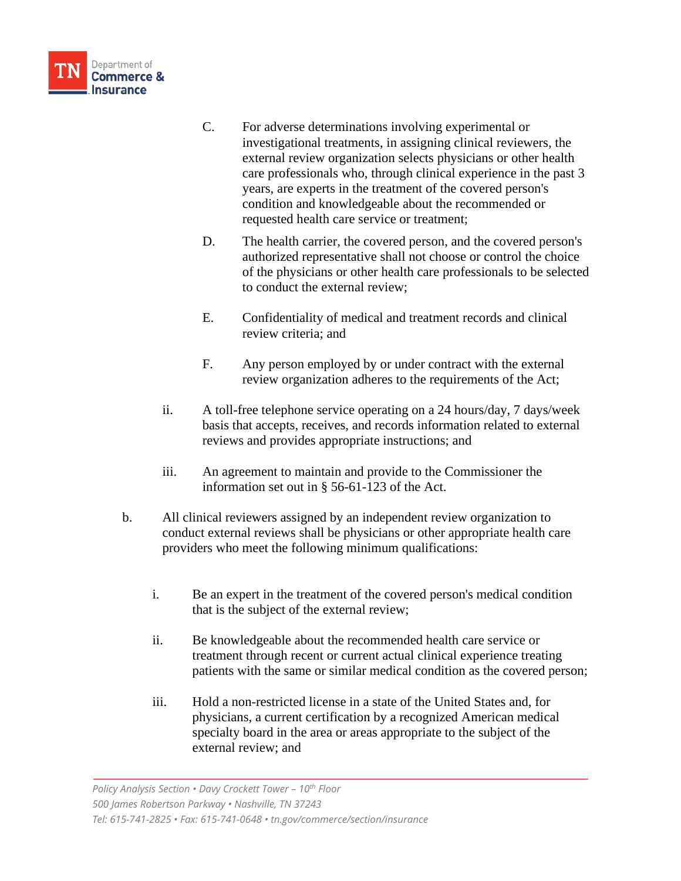C. For adverse determinations involving experimental or investigational treatments, in assigning clinical reviewers, the external review organization selects physicians or other health care professionals who, through clinical experience in the past 3 years, are experts in the treatment of the covered person's condition and knowledgeable about the recommended or requested health care service or treatment;

D. The health carrier, the covered person, and the covered person's authorized representative shall not choose or control the choice of the physicians or other health care professionals to be selected to conduct the external review;

E. Confidentiality of medical and treatment records and clinical review criteria; and

F. Any person employed by or under contract with the external review organization adheres to the requirements of the Act;

ii. A toll-free telephone service operating on a 24 hours/day, 7 days/week basis that accepts, receives, and records information related to external reviews and provides appropriate instructions; and

iii. An agreement to maintain and provide to the Commissioner the information set out in § 56-61-123 of the Act.

b. All clinical reviewers assigned by an independent review organization to conduct external reviews shall be physicians or other appropriate health care providers who meet the following minimum qualifications:

i. Be an expert in the treatment of the covered person's medical condition that is the subject of the external review;

ii. Be knowledgeable about the recommended health care service or treatment through recent or current actual clinical experience treating patients with the same or similar medical condition as the covered person;

iii. Hold a non-restricted license in a state of the United States and, for physicians, a current certification by a recognized American medical specialty board in the area or areas appropriate to the subject of the external review; and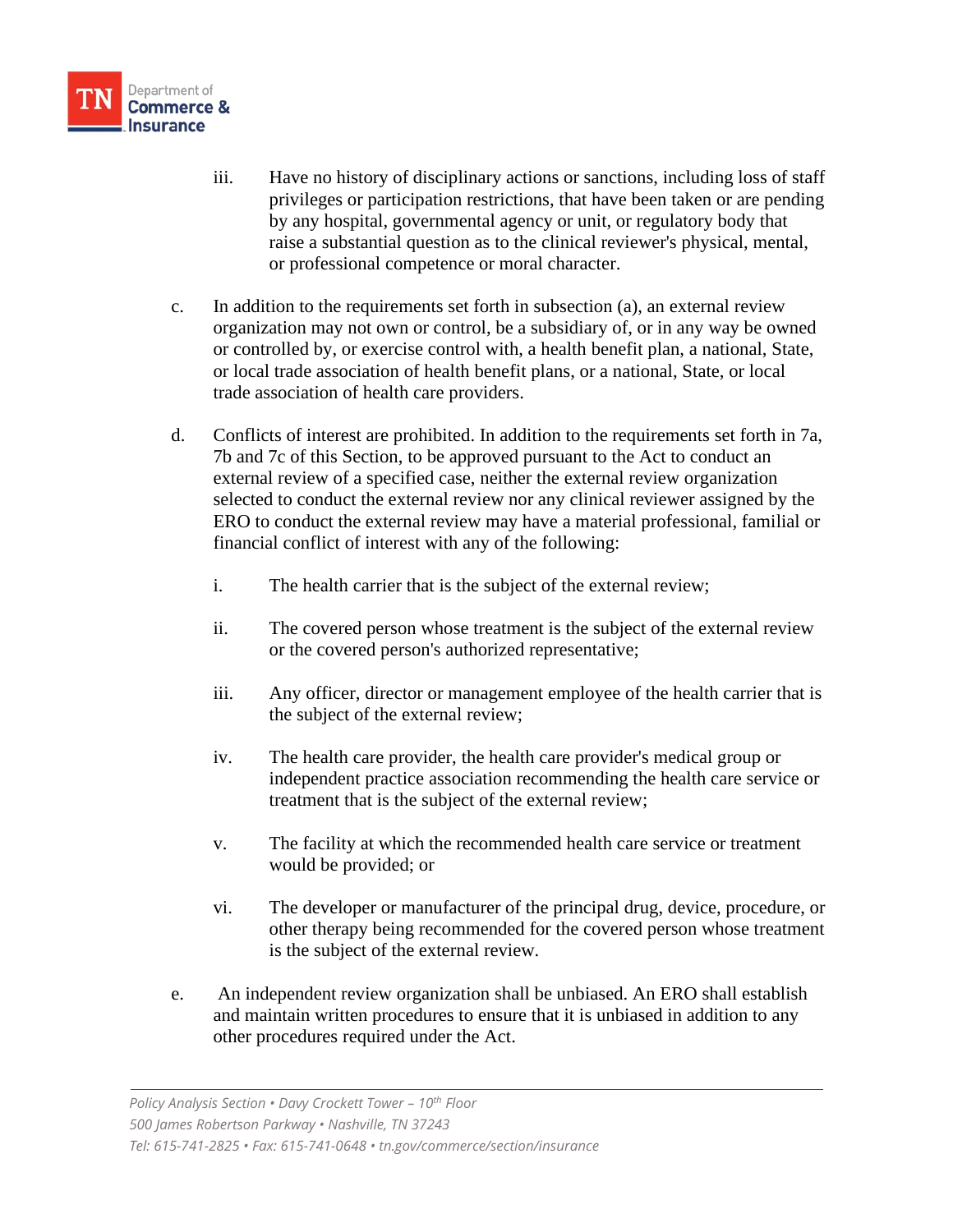iii. Have no history of disciplinary actions or sanctions, including loss of staff privileges or participation restrictions, that have been taken or are pending by any hospital, governmental agency or unit, or regulatory body that raise a substantial question as to the clinical reviewer's physical, mental, or professional competence or moral character.

c. In addition to the requirements set forth in subsection (a), an external review organization may not own or control, be a subsidiary of, or in any way be owned or controlled by, or exercise control with, a health benefit plan, a national, State, or local trade association of health benefit plans, or a national, State, or local trade association of health care providers.

d. Conflicts of interest are prohibited. In addition to the requirements set forth in 7a, 7b and 7c of this Section, to be approved pursuant to the Act to conduct an external review of a specified case, neither the external review organization selected to conduct the external review nor any clinical reviewer assigned by the ERO to conduct the external review may have a material professional, familial or financial conflict of interest with any of the following:

   i. The health carrier that is the subject of the external review;

   ii. The covered person whose treatment is the subject of the external review or the covered person's authorized representative;

   iii. Any officer, director or management employee of the health carrier that is the subject of the external review;

   iv. The health care provider, the health care provider's medical group or independent practice association recommending the health care service or treatment that is the subject of the external review;

   v. The facility at which the recommended health care service or treatment would be provided; or

   vi. The developer or manufacturer of the principal drug, device, procedure, or other therapy being recommended for the covered person whose treatment is the subject of the external review.

e. An independent review organization shall be unbiased. An ERO shall establish and maintain written procedures to ensure that it is unbiased in addition to any other procedures required under the Act.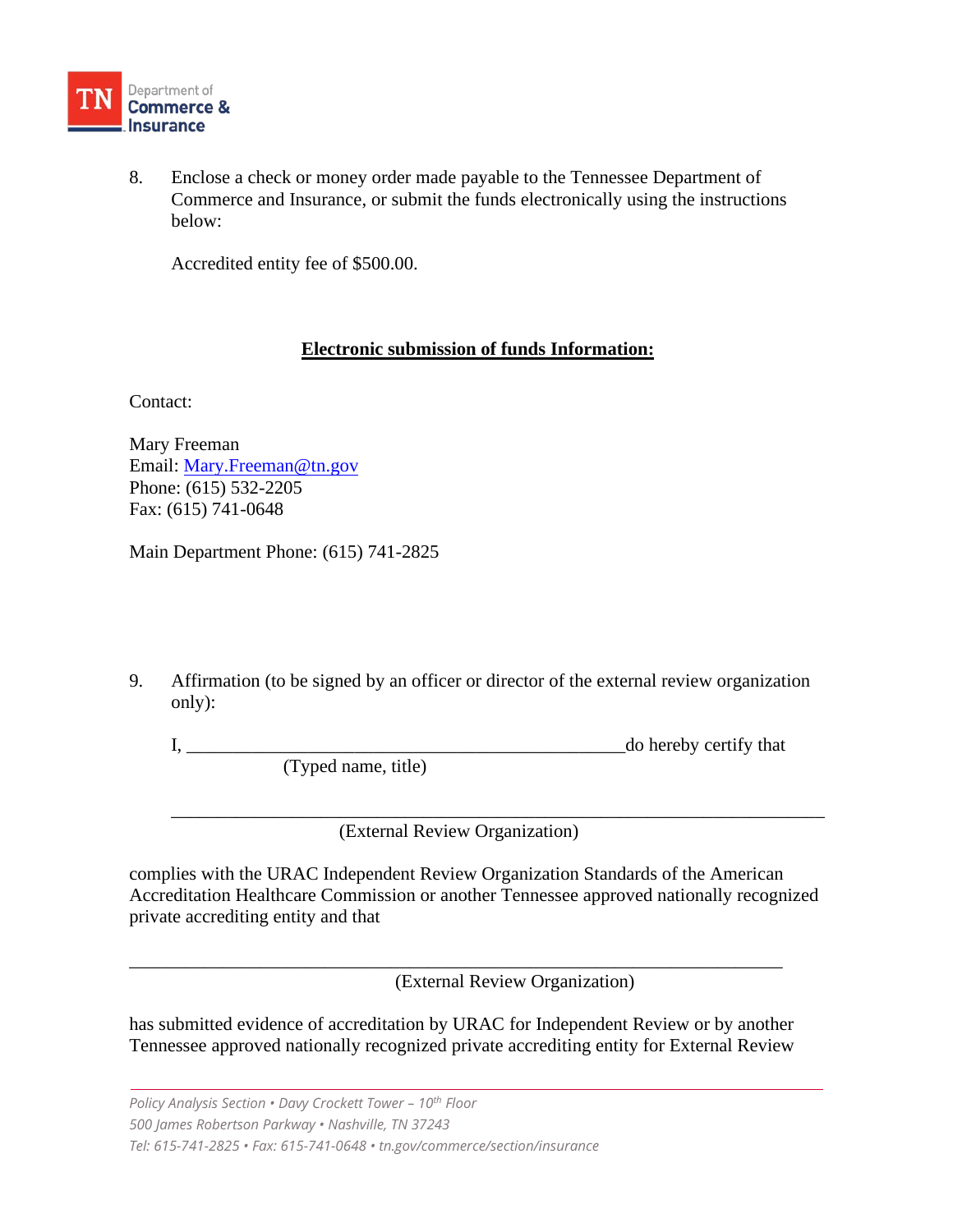8. Enclose a check or money order made payable to the Tennessee Department of Commerce and Insurance, or submit the funds electronically using the instructions below:

   Accredited entity fee of $500.00.

**Electronic submission of funds Information:**

Contact:

Mary Freeman
Email: Mary.Freeman@tn.gov
Phone: (615) 532-2205
Fax: (615) 741-0648

Main Department Phone: (615) 741-2825

9. Affirmation (to be signed by an officer or director of the external review organization only):

   I, ________________________________________________do hereby certify that
   (Typed name, title)

   ________________________________________________________________
   (External Review Organization)

complies with the URAC Independent Review Organization Standards of the American Accreditation Healthcare Commission or another Tennessee approved nationally recognized private accrediting entity and that

________________________________________________________________
(External Review Organization)

has submitted evidence of accreditation by URAC for Independent Review or by another Tennessee approved nationally recognized private accrediting entity for External Review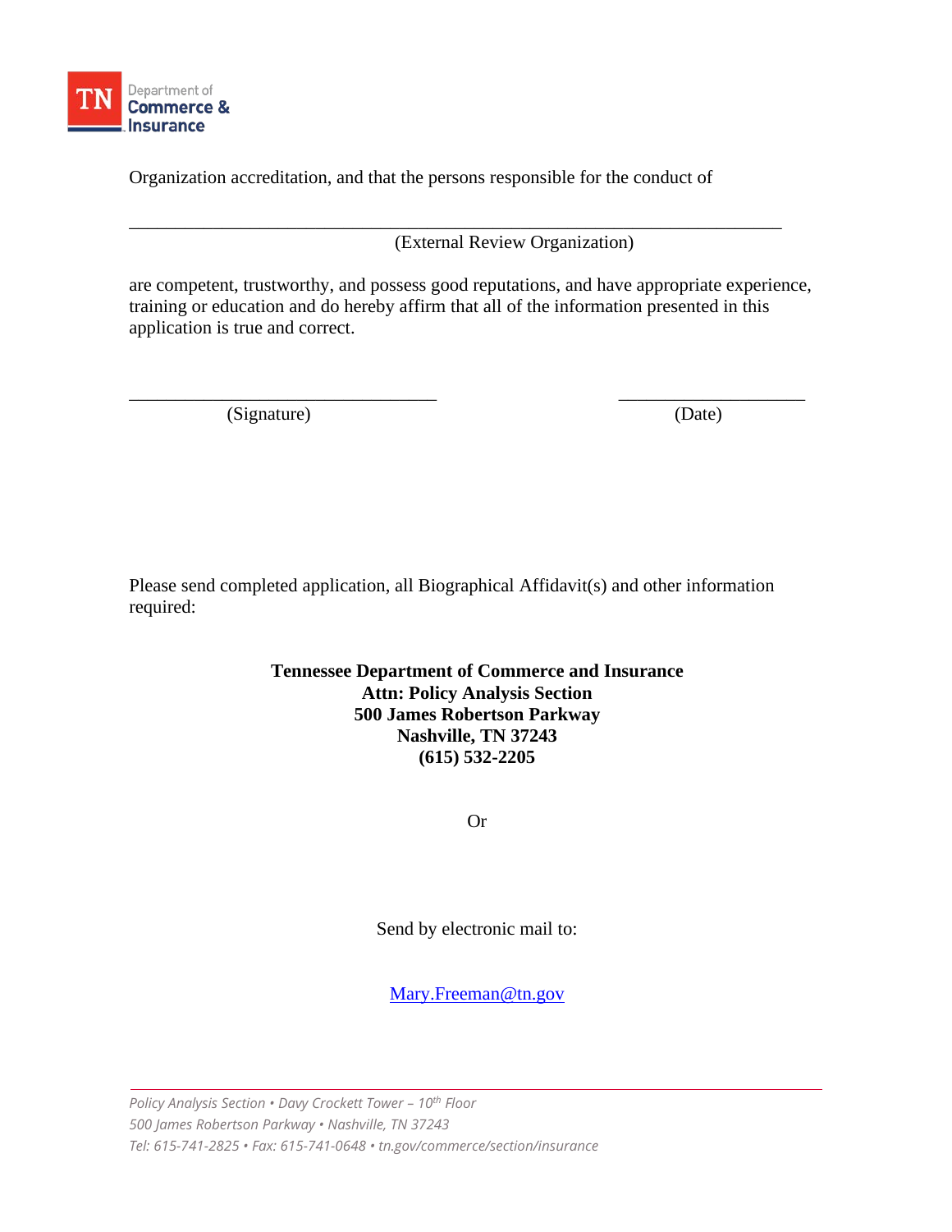Organization accreditation, and that the persons responsible for the conduct of

\_\_\_\_\_\_\_\_\_\_\_\_\_\_\_\_\_\_\_\_\_\_\_\_\_\_\_\_\_\_\_\_\_\_\_\_\_\_\_\_\_\_\_\_\_\_\_\_\_\_\_\_\_\_\_\_\_\_\_\_\_\_\_\_\_\_\_\_\_\_

(External Review Organization)

are competent, trustworthy, and possess good reputations, and have appropriate experience, training or education and do hereby affirm that all of the information presented in this application is true and correct.

\_\_\_\_\_\_\_\_\_\_\_\_\_\_\_\_\_\_\_\_\_\_\_\_\_\_\_\_\_\_\_\_\_\_ \_\_\_\_\_\_\_\_\_\_\_\_\_\_\_\_\_\_\_\_

(Signature) (Date)

Please send completed application, all Biographical Affidavit(s) and other information required:

**Tennessee Department of Commerce and Insurance**
**Attn: Policy Analysis Section**
**500 James Robertson Parkway**
**Nashville, TN 37243**
**(615) 532-2205**

Or

Send by electronic mail to:

Mary.Freeman@tn.gov

*Policy Analysis Section • Davy Crockett Tower – 10th Floor*
*500 James Robertson Parkway • Nashville, TN 37243*
*Tel: 615-741-2825 • Fax: 615-741-0648 • tn.gov/commerce/section/insurance*